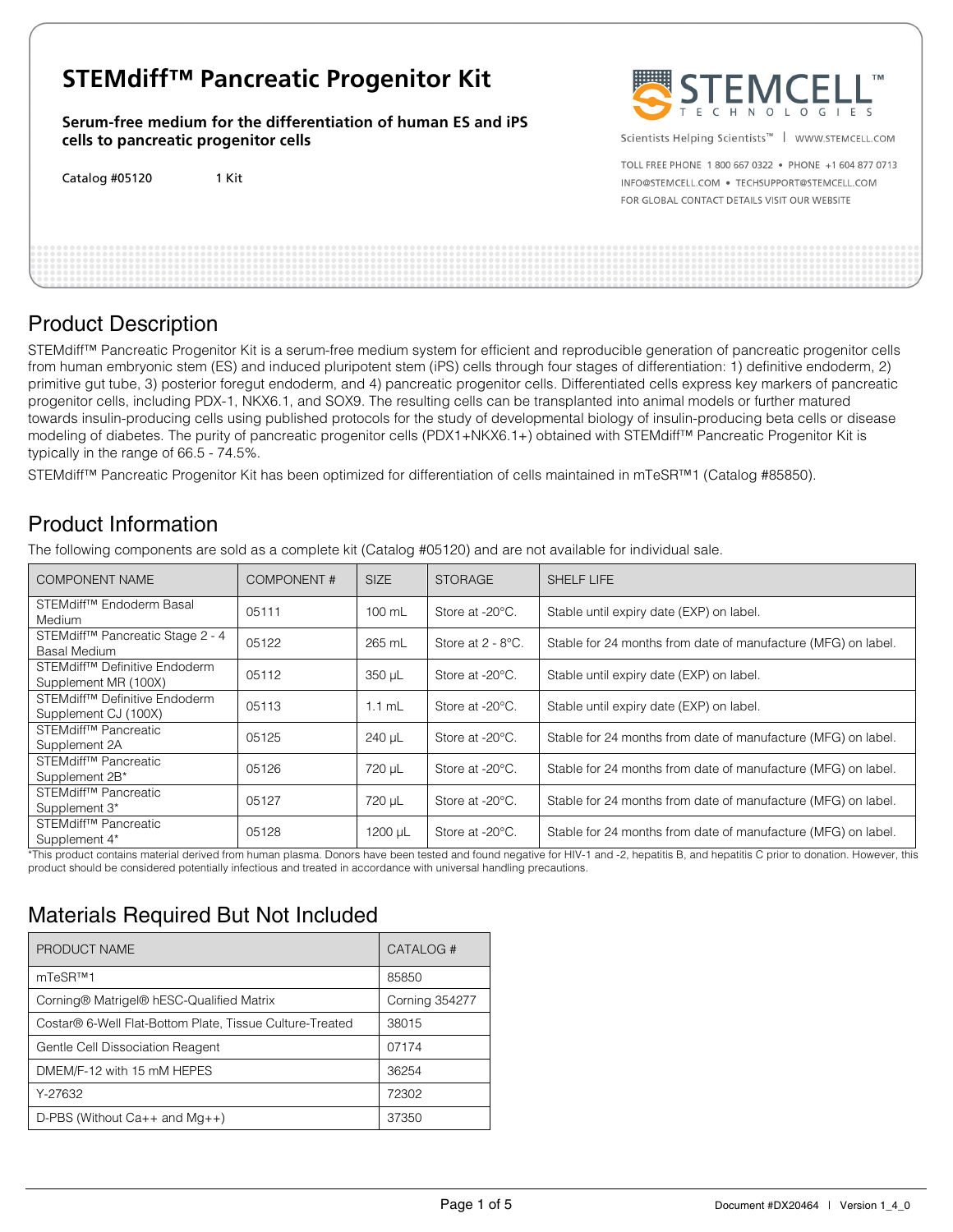# STEMdiff™ Pancreatic Progenitor Kit

**Serum-free medium for the differentiation of human ES and iPS cells to pancreatic progenitor cells**

Catalog #05120 1 Kit

STEMCELL TECHNOLOGIES

Scientists Helping Scientists™ | WWW.STEMCELL.COM

TOLL FREE PHONE 1 800 667 0322 • PHONE +1 604 877 0713
INFO@STEMCELL.COM • TECHSUPPORT@STEMCELL.COM
FOR GLOBAL CONTACT DETAILS VISIT OUR WEBSITE

## Product Description

STEMdiff™ Pancreatic Progenitor Kit is a serum-free medium system for efficient and reproducible generation of pancreatic progenitor cells from human embryonic stem (ES) and induced pluripotent stem (iPS) cells through four stages of differentiation: 1) definitive endoderm, 2) primitive gut tube, 3) posterior foregut endoderm, and 4) pancreatic progenitor cells. Differentiated cells express key markers of pancreatic progenitor cells, including PDX-1, NKX6.1, and SOX9. The resulting cells can be transplanted into animal models or further matured towards insulin-producing cells using published protocols for the study of developmental biology of insulin-producing beta cells or disease modeling of diabetes. The purity of pancreatic progenitor cells (PDX1+NKX6.1+) obtained with STEMdiff™ Pancreatic Progenitor Kit is typically in the range of 66.5 - 74.5%.

STEMdiff™ Pancreatic Progenitor Kit has been optimized for differentiation of cells maintained in mTeSR™1 (Catalog #85850).

## Product Information

The following components are sold as a complete kit (Catalog #05120) and are not available for individual sale.

| COMPONENT NAME | COMPONENT # | SIZE | STORAGE | SHELF LIFE |
|---|---|---|---|---|
| STEMdiff™ Endoderm Basal Medium | 05111 | 100 mL | Store at -20°C. | Stable until expiry date (EXP) on label. |
| STEMdiff™ Pancreatic Stage 2 - 4 Basal Medium | 05122 | 265 mL | Store at 2 - 8°C. | Stable for 24 months from date of manufacture (MFG) on label. |
| STEMdiff™ Definitive Endoderm Supplement MR (100X) | 05112 | 350 µL | Store at -20°C. | Stable until expiry date (EXP) on label. |
| STEMdiff™ Definitive Endoderm Supplement CJ (100X) | 05113 | 1.1 mL | Store at -20°C. | Stable until expiry date (EXP) on label. |
| STEMdiff™ Pancreatic Supplement 2A | 05125 | 240 µL | Store at -20°C. | Stable for 24 months from date of manufacture (MFG) on label. |
| STEMdiff™ Pancreatic Supplement 2B* | 05126 | 720 µL | Store at -20°C. | Stable for 24 months from date of manufacture (MFG) on label. |
| STEMdiff™ Pancreatic Supplement 3* | 05127 | 720 µL | Store at -20°C. | Stable for 24 months from date of manufacture (MFG) on label. |
| STEMdiff™ Pancreatic Supplement 4* | 05128 | 1200 µL | Store at -20°C. | Stable for 24 months from date of manufacture (MFG) on label. |

*This product contains material derived from human plasma. Donors have been tested and found negative for HIV-1 and -2, hepatitis B, and hepatitis C prior to donation. However, this product should be considered potentially infectious and treated in accordance with universal handling precautions.

## Materials Required But Not Included

| PRODUCT NAME | CATALOG # |
|---|---|
| mTeSR™1 | 85850 |
| Corning® Matrigel® hESC-Qualified Matrix | Corning 354277 |
| Costar® 6-Well Flat-Bottom Plate, Tissue Culture-Treated | 38015 |
| Gentle Cell Dissociation Reagent | 07174 |
| DMEM/F-12 with 15 mM HEPES | 36254 |
| Y-27632 | 72302 |
| D-PBS (Without Ca++ and Mg++) | 37350 |

Document #DX20464 | Version 1_4_0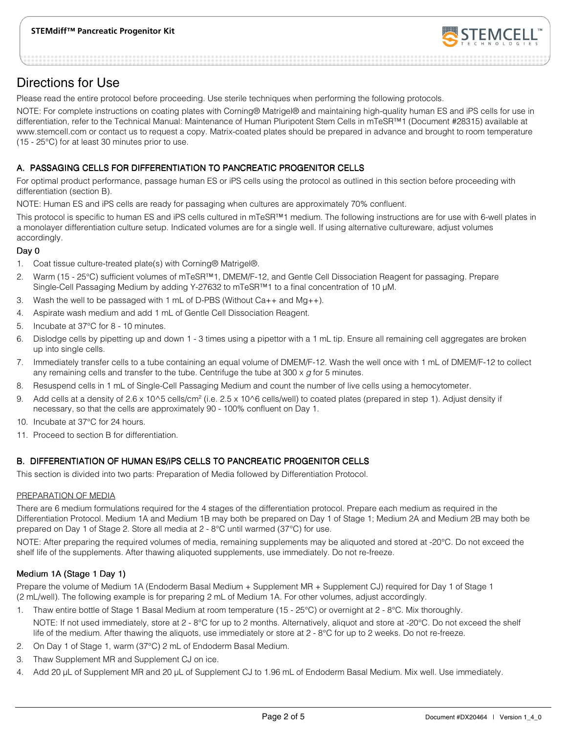# Directions for Use

Please read the entire protocol before proceeding. Use sterile techniques when performing the following protocols.

NOTE: For complete instructions on coating plates with Corning® Matrigel® and maintaining high-quality human ES and iPS cells for use in differentiation, refer to the Technical Manual: Maintenance of Human Pluripotent Stem Cells in mTeSR™1 (Document #28315) available at www.stemcell.com or contact us to request a copy. Matrix-coated plates should be prepared in advance and brought to room temperature (15 - 25°C) for at least 30 minutes prior to use.

## A. PASSAGING CELLS FOR DIFFERENTIATION TO PANCREATIC PROGENITOR CELLS

For optimal product performance, passage human ES or iPS cells using the protocol as outlined in this section before proceeding with differentiation (section B).

NOTE: Human ES and iPS cells are ready for passaging when cultures are approximately 70% confluent.

This protocol is specific to human ES and iPS cells cultured in mTeSR™1 medium. The following instructions are for use with 6-well plates in a monolayer differentiation culture setup. Indicated volumes are for a single well. If using alternative cultureware, adjust volumes accordingly.

### Day 0

1. Coat tissue culture-treated plate(s) with Corning® Matrigel®.
2. Warm (15 - 25°C) sufficient volumes of mTeSR™1, DMEM/F-12, and Gentle Cell Dissociation Reagent for passaging. Prepare Single-Cell Passaging Medium by adding Y-27632 to mTeSR™1 to a final concentration of 10 µM.
3. Wash the well to be passaged with 1 mL of D-PBS (Without Ca++ and Mg++).
4. Aspirate wash medium and add 1 mL of Gentle Cell Dissociation Reagent.
5. Incubate at 37°C for 8 - 10 minutes.
6. Dislodge cells by pipetting up and down 1 - 3 times using a pipettor with a 1 mL tip. Ensure all remaining cell aggregates are broken up into single cells.
7. Immediately transfer cells to a tube containing an equal volume of DMEM/F-12. Wash the well once with 1 mL of DMEM/F-12 to collect any remaining cells and transfer to the tube. Centrifuge the tube at 300 x *g* for 5 minutes.
8. Resuspend cells in 1 mL of Single-Cell Passaging Medium and count the number of live cells using a hemocytometer.
9. Add cells at a density of 2.6 x 10^5 cells/cm² (i.e. 2.5 x 10^6 cells/well) to coated plates (prepared in step 1). Adjust density if necessary, so that the cells are approximately 90 - 100% confluent on Day 1.
10. Incubate at 37°C for 24 hours.
11. Proceed to section B for differentiation.

## B. DIFFERENTIATION OF HUMAN ES/iPS CELLS TO PANCREATIC PROGENITOR CELLS

This section is divided into two parts: Preparation of Media followed by Differentiation Protocol.

### PREPARATION OF MEDIA

There are 6 medium formulations required for the 4 stages of the differentiation protocol. Prepare each medium as required in the Differentiation Protocol. Medium 1A and Medium 1B may both be prepared on Day 1 of Stage 1; Medium 2A and Medium 2B may both be prepared on Day 1 of Stage 2. Store all media at 2 - 8°C until warmed (37°C) for use.

NOTE: After preparing the required volumes of media, remaining supplements may be aliquoted and stored at -20°C. Do not exceed the shelf life of the supplements. After thawing aliquoted supplements, use immediately. Do not re-freeze.

### Medium 1A (Stage 1 Day 1)

Prepare the volume of Medium 1A (Endoderm Basal Medium + Supplement MR + Supplement CJ) required for Day 1 of Stage 1 (2 mL/well). The following example is for preparing 2 mL of Medium 1A. For other volumes, adjust accordingly.

1. Thaw entire bottle of Stage 1 Basal Medium at room temperature (15 - 25°C) or overnight at 2 - 8°C. Mix thoroughly.

   NOTE: If not used immediately, store at 2 - 8°C for up to 2 months. Alternatively, aliquot and store at -20°C. Do not exceed the shelf life of the medium. After thawing the aliquots, use immediately or store at 2 - 8°C for up to 2 weeks. Do not re-freeze.
2. On Day 1 of Stage 1, warm (37°C) 2 mL of Endoderm Basal Medium.
3. Thaw Supplement MR and Supplement CJ on ice.
4. Add 20 µL of Supplement MR and 20 µL of Supplement CJ to 1.96 mL of Endoderm Basal Medium. Mix well. Use immediately.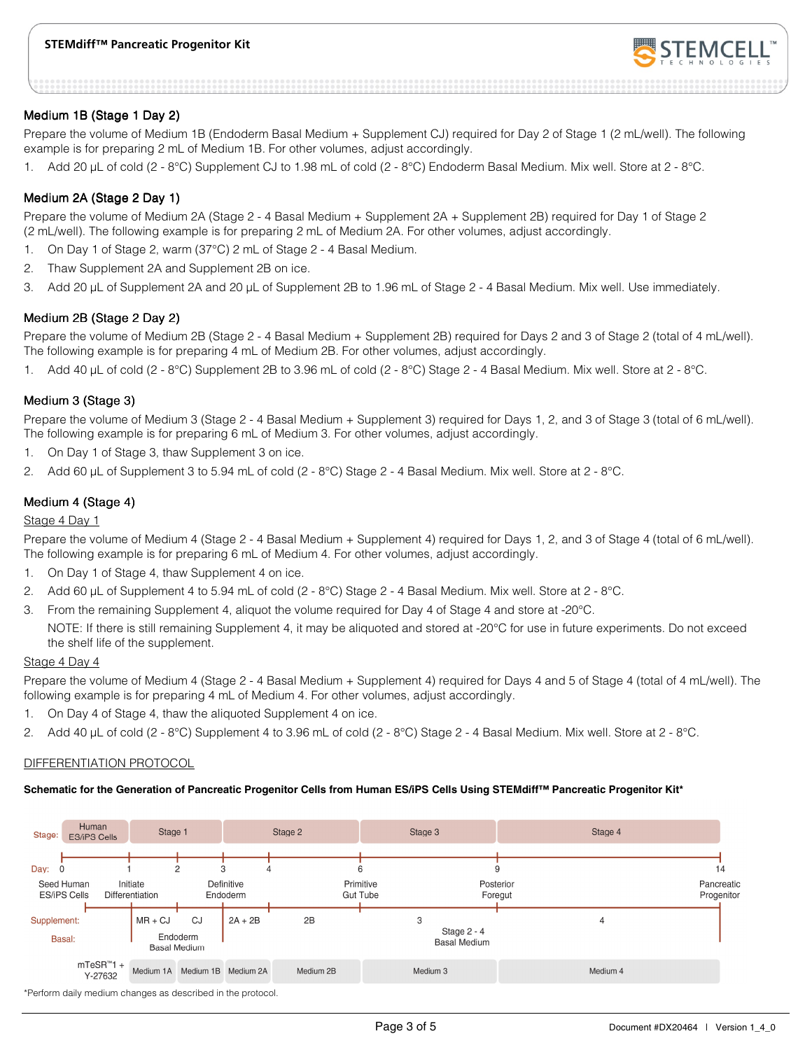### Medium 1B (Stage 1 Day 2)

Prepare the volume of Medium 1B (Endoderm Basal Medium + Supplement CJ) required for Day 2 of Stage 1 (2 mL/well). The following example is for preparing 2 mL of Medium 1B. For other volumes, adjust accordingly.

1. Add 20 µL of cold (2 - 8°C) Supplement CJ to 1.98 mL of cold (2 - 8°C) Endoderm Basal Medium. Mix well. Store at 2 - 8°C.

### Medium 2A (Stage 2 Day 1)

Prepare the volume of Medium 2A (Stage 2 - 4 Basal Medium + Supplement 2A + Supplement 2B) required for Day 1 of Stage 2 (2 mL/well). The following example is for preparing 2 mL of Medium 2A. For other volumes, adjust accordingly.

1. On Day 1 of Stage 2, warm (37°C) 2 mL of Stage 2 - 4 Basal Medium.
2. Thaw Supplement 2A and Supplement 2B on ice.
3. Add 20 µL of Supplement 2A and 20 µL of Supplement 2B to 1.96 mL of Stage 2 - 4 Basal Medium. Mix well. Use immediately.

### Medium 2B (Stage 2 Day 2)

Prepare the volume of Medium 2B (Stage 2 - 4 Basal Medium + Supplement 2B) required for Days 2 and 3 of Stage 2 (total of 4 mL/well). The following example is for preparing 4 mL of Medium 2B. For other volumes, adjust accordingly.

1. Add 40 µL of cold (2 - 8°C) Supplement 2B to 3.96 mL of cold (2 - 8°C) Stage 2 - 4 Basal Medium. Mix well. Store at 2 - 8°C.

### Medium 3 (Stage 3)

Prepare the volume of Medium 3 (Stage 2 - 4 Basal Medium + Supplement 3) required for Days 1, 2, and 3 of Stage 3 (total of 6 mL/well). The following example is for preparing 6 mL of Medium 3. For other volumes, adjust accordingly.

1. On Day 1 of Stage 3, thaw Supplement 3 on ice.
2. Add 60 µL of Supplement 3 to 5.94 mL of cold (2 - 8°C) Stage 2 - 4 Basal Medium. Mix well. Store at 2 - 8°C.

### Medium 4 (Stage 4)

Stage 4 Day 1

Prepare the volume of Medium 4 (Stage 2 - 4 Basal Medium + Supplement 4) required for Days 1, 2, and 3 of Stage 4 (total of 6 mL/well). The following example is for preparing 6 mL of Medium 4. For other volumes, adjust accordingly.

1. On Day 1 of Stage 4, thaw Supplement 4 on ice.
2. Add 60 µL of Supplement 4 to 5.94 mL of cold (2 - 8°C) Stage 2 - 4 Basal Medium. Mix well. Store at 2 - 8°C.
3. From the remaining Supplement 4, aliquot the volume required for Day 4 of Stage 4 and store at -20°C.

   NOTE: If there is still remaining Supplement 4, it may be aliquoted and stored at -20°C for use in future experiments. Do not exceed the shelf life of the supplement.

Stage 4 Day 4

Prepare the volume of Medium 4 (Stage 2 - 4 Basal Medium + Supplement 4) required for Days 4 and 5 of Stage 4 (total of 4 mL/well). The following example is for preparing 4 mL of Medium 4. For other volumes, adjust accordingly.

1. On Day 4 of Stage 4, thaw the aliquoted Supplement 4 on ice.
2. Add 40 µL of cold (2 - 8°C) Supplement 4 to 3.96 mL of cold (2 - 8°C) Stage 2 - 4 Basal Medium. Mix well. Store at 2 - 8°C.

## DIFFERENTIATION PROTOCOL

**Schematic for the Generation of Pancreatic Progenitor Cells from Human ES/iPS Cells Using STEMdiff™ Pancreatic Progenitor Kit***

| Stage: | Human ES/iPS Cells | Stage 1 | | Stage 2 | | Stage 3 | Stage 4 |
|---|---|---|---|---|---|---|---|
| Day: | 0 | 1 | 2 | 3 | 4 | 6 | 9 – 14 |
| | Seed Human ES/iPS Cells | Initiate Differentiation | | Definitive Endoderm | | Primitive Gut Tube (Day 6) | Posterior Foregut (Day 9); Pancreatic Progenitor (Day 14) |
| Supplement: | | MR + CJ | CJ | 2A + 2B | 2B | 3 | 4 |
| Basal: | | Endoderm Basal Medium | | Stage 2 - 4 Basal Medium | | | |
| | mTeSR™1 + Y-27632 | Medium 1A | Medium 1B | Medium 2A | Medium 2B | Medium 3 | Medium 4 |

*Perform daily medium changes as described in the protocol.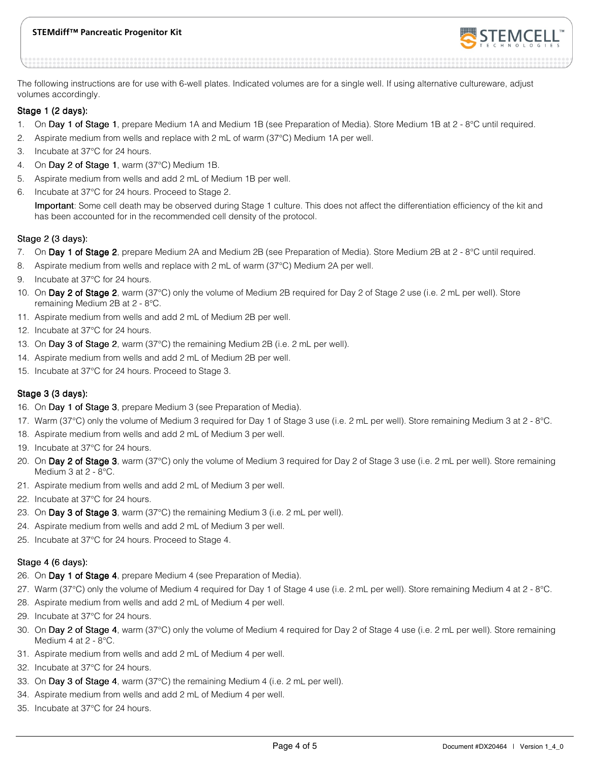The following instructions are for use with 6-well plates. Indicated volumes are for a single well. If using alternative cultureware, adjust volumes accordingly.

### Stage 1 (2 days):

1. On **Day 1 of Stage 1**, prepare Medium 1A and Medium 1B (see Preparation of Media). Store Medium 1B at 2 - 8°C until required.
2. Aspirate medium from wells and replace with 2 mL of warm (37°C) Medium 1A per well.
3. Incubate at 37°C for 24 hours.
4. On **Day 2 of Stage 1**, warm (37°C) Medium 1B.
5. Aspirate medium from wells and add 2 mL of Medium 1B per well.
6. Incubate at 37°C for 24 hours. Proceed to Stage 2.

   **Important**: Some cell death may be observed during Stage 1 culture. This does not affect the differentiation efficiency of the kit and has been accounted for in the recommended cell density of the protocol.

### Stage 2 (3 days):

7. On **Day 1 of Stage 2**, prepare Medium 2A and Medium 2B (see Preparation of Media). Store Medium 2B at 2 - 8°C until required.
8. Aspirate medium from wells and replace with 2 mL of warm (37°C) Medium 2A per well.
9. Incubate at 37°C for 24 hours.
10. On **Day 2 of Stage 2**, warm (37°C) only the volume of Medium 2B required for Day 2 of Stage 2 use (i.e. 2 mL per well). Store remaining Medium 2B at 2 - 8°C.
11. Aspirate medium from wells and add 2 mL of Medium 2B per well.
12. Incubate at 37°C for 24 hours.
13. On **Day 3 of Stage 2**, warm (37°C) the remaining Medium 2B (i.e. 2 mL per well).
14. Aspirate medium from wells and add 2 mL of Medium 2B per well.
15. Incubate at 37°C for 24 hours. Proceed to Stage 3.

### Stage 3 (3 days):

16. On **Day 1 of Stage 3**, prepare Medium 3 (see Preparation of Media).
17. Warm (37°C) only the volume of Medium 3 required for Day 1 of Stage 3 use (i.e. 2 mL per well). Store remaining Medium 3 at 2 - 8°C.
18. Aspirate medium from wells and add 2 mL of Medium 3 per well.
19. Incubate at 37°C for 24 hours.
20. On **Day 2 of Stage 3**, warm (37°C) only the volume of Medium 3 required for Day 2 of Stage 3 use (i.e. 2 mL per well). Store remaining Medium 3 at 2 - 8°C.
21. Aspirate medium from wells and add 2 mL of Medium 3 per well.
22. Incubate at 37°C for 24 hours.
23. On **Day 3 of Stage 3**, warm (37°C) the remaining Medium 3 (i.e. 2 mL per well).
24. Aspirate medium from wells and add 2 mL of Medium 3 per well.
25. Incubate at 37°C for 24 hours. Proceed to Stage 4.

### Stage 4 (6 days):

26. On **Day 1 of Stage 4**, prepare Medium 4 (see Preparation of Media).
27. Warm (37°C) only the volume of Medium 4 required for Day 1 of Stage 4 use (i.e. 2 mL per well). Store remaining Medium 4 at 2 - 8°C.
28. Aspirate medium from wells and add 2 mL of Medium 4 per well.
29. Incubate at 37°C for 24 hours.
30. On **Day 2 of Stage 4**, warm (37°C) only the volume of Medium 4 required for Day 2 of Stage 4 use (i.e. 2 mL per well). Store remaining Medium 4 at 2 - 8°C.
31. Aspirate medium from wells and add 2 mL of Medium 4 per well.
32. Incubate at 37°C for 24 hours.
33. On **Day 3 of Stage 4**, warm (37°C) the remaining Medium 4 (i.e. 2 mL per well).
34. Aspirate medium from wells and add 2 mL of Medium 4 per well.
35. Incubate at 37°C for 24 hours.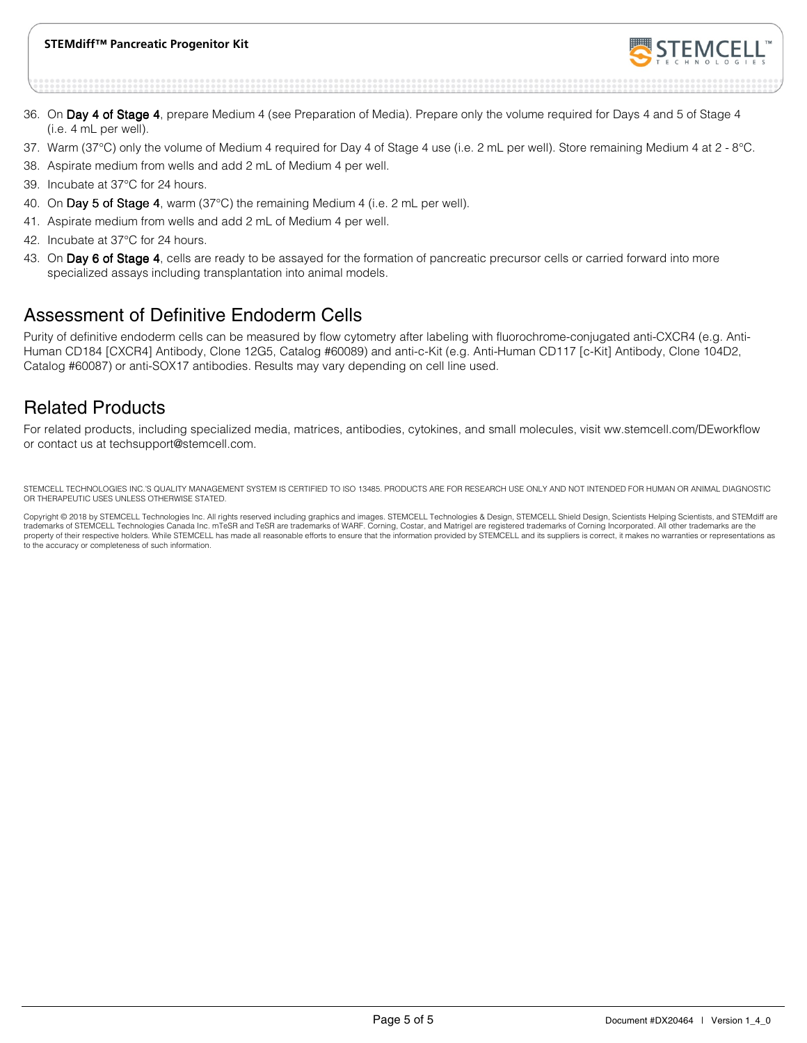36. On **Day 4 of Stage 4**, prepare Medium 4 (see Preparation of Media). Prepare only the volume required for Days 4 and 5 of Stage 4 (i.e. 4 mL per well).
37. Warm (37°C) only the volume of Medium 4 required for Day 4 of Stage 4 use (i.e. 2 mL per well). Store remaining Medium 4 at 2 - 8°C.
38. Aspirate medium from wells and add 2 mL of Medium 4 per well.
39. Incubate at 37°C for 24 hours.
40. On **Day 5 of Stage 4**, warm (37°C) the remaining Medium 4 (i.e. 2 mL per well).
41. Aspirate medium from wells and add 2 mL of Medium 4 per well.
42. Incubate at 37°C for 24 hours.
43. On **Day 6 of Stage 4**, cells are ready to be assayed for the formation of pancreatic precursor cells or carried forward into more specialized assays including transplantation into animal models.

## Assessment of Definitive Endoderm Cells

Purity of definitive endoderm cells can be measured by flow cytometry after labeling with fluorochrome-conjugated anti-CXCR4 (e.g. Anti-Human CD184 [CXCR4] Antibody, Clone 12G5, Catalog #60089) and anti-c-Kit (e.g. Anti-Human CD117 [c-Kit] Antibody, Clone 104D2, Catalog #60087) or anti-SOX17 antibodies. Results may vary depending on cell line used.

## Related Products

For related products, including specialized media, matrices, antibodies, cytokines, and small molecules, visit ww.stemcell.com/DEworkflow or contact us at techsupport@stemcell.com.

STEMCELL TECHNOLOGIES INC.'S QUALITY MANAGEMENT SYSTEM IS CERTIFIED TO ISO 13485. PRODUCTS ARE FOR RESEARCH USE ONLY AND NOT INTENDED FOR HUMAN OR ANIMAL DIAGNOSTIC OR THERAPEUTIC USES UNLESS OTHERWISE STATED.

Copyright © 2018 by STEMCELL Technologies Inc. All rights reserved including graphics and images. STEMCELL Technologies & Design, STEMCELL Shield Design, Scientists Helping Scientists, and STEMdiff are trademarks of STEMCELL Technologies Canada Inc. mTeSR and TeSR are trademarks of WARF. Corning, Costar, and Matrigel are registered trademarks of Corning Incorporated. All other trademarks are the property of their respective holders. While STEMCELL has made all reasonable efforts to ensure that the information provided by STEMCELL and its suppliers is correct, it makes no warranties or representations as to the accuracy or completeness of such information.